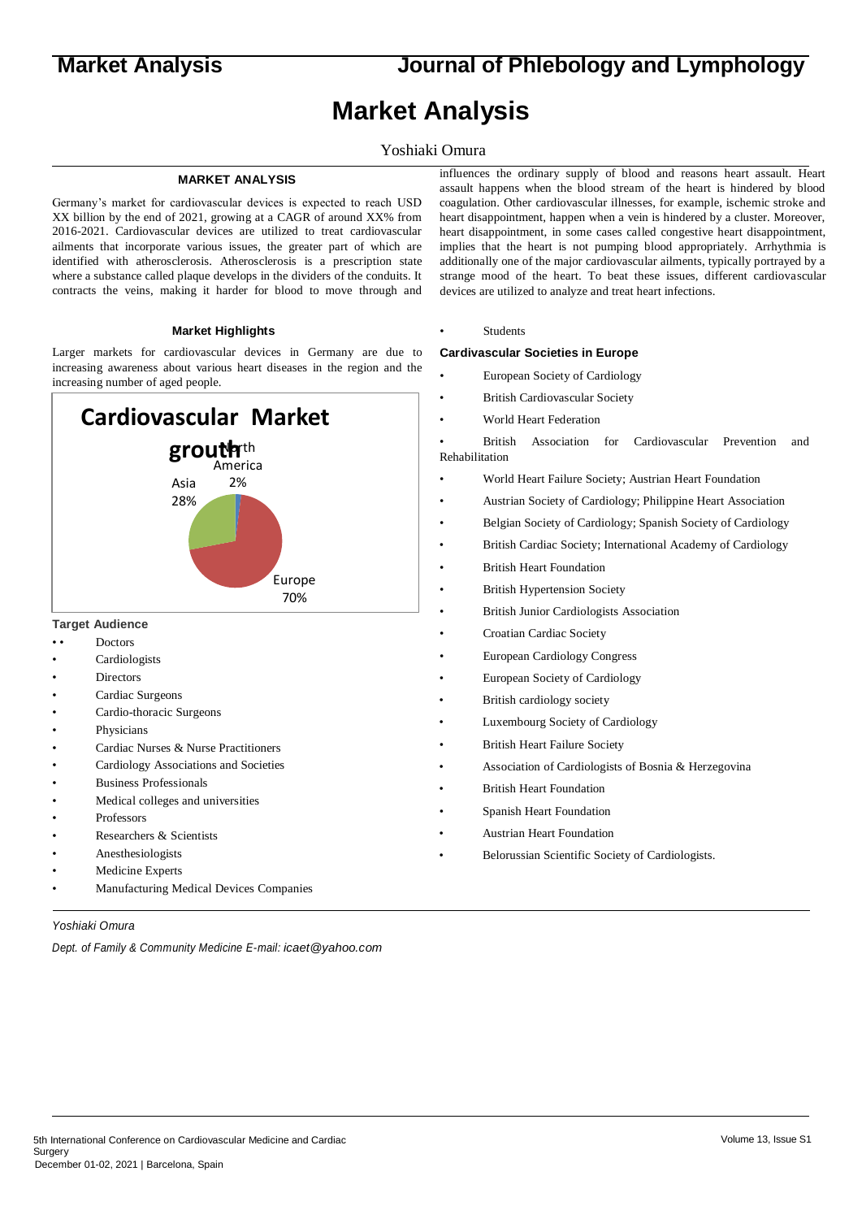# Market Analysis

Yoshiaki Omura

## MARKET ANALYSIS

Germany's market for cardiovascular devices is expected to reach USD XX billion by the end of 2021, growing at a CAGR of around XX% from 2016-2021. Cardiovascular devices are utilized to treat cardiovascular ailments that incorporate various issues, the greater part of which are identified with atherosclerosis. Atherosclerosis is a prescription state where a substance called plaque develops in the dividers of the conduits. It contracts the veins, making it harder for blood to move through and influences the ordinary supply of blood and reasons heart assault. Heart assault happens when the blood stream of the heart is hindered by blood coagulation. Other cardiovascular illnesses, for example, ischemic stroke and heart disappointment, happen when a vein is hindered by a cluster. Moreover, heart disappointment, in some cases called congestive heart disappointment, implies that the heart is not pumping blood appropriately. Arrhythmia is additionally one of the major cardiovascular ailments, typically portrayed by a strange mood of the heart. To beat these issues, different cardiovascular devices are utilized to analyze and treat heart infections.

### Market Highlights

Larger markets for cardiovascular devices in Germany are due to increasing awareness about various heart diseases in the region and the increasing number of aged people.

**Cardiovascular Market growth**

| Region | Share |
|---|---|
| North America | 2% |
| Asia | 28% |
| Europe | 70% |

### Target Audience

- Doctors
- Cardiologists
- Directors
- Cardiac Surgeons
- Cardio-thoracic Surgeons
- Physicians
- Cardiac Nurses & Nurse Practitioners
- Cardiology Associations and Societies
- Business Professionals
- Medical colleges and universities
- Professors
- Researchers & Scientists
- Anesthesiologists
- Medicine Experts
- Manufacturing Medical Devices Companies
- Students

### Cardivascular Societies in Europe

- European Society of Cardiology
- British Cardiovascular Society
- World Heart Federation
- British Association for Cardiovascular Prevention and Rehabilitation
- World Heart Failure Society; Austrian Heart Foundation
- Austrian Society of Cardiology; Philippine Heart Association
- Belgian Society of Cardiology; Spanish Society of Cardiology
- British Cardiac Society; International Academy of Cardiology
- British Heart Foundation
- British Hypertension Society
- British Junior Cardiologists Association
- Croatian Cardiac Society
- European Cardiology Congress
- European Society of Cardiology
- British cardiology society
- Luxembourg Society of Cardiology
- British Heart Failure Society
- Association of Cardiologists of Bosnia & Herzegovina
- British Heart Foundation
- Spanish Heart Foundation
- Austrian Heart Foundation
- Belorussian Scientific Society of Cardiologists.

*Yoshiaki Omura*

*Dept. of Family & Community Medicine E-mail: icaet@yahoo.com*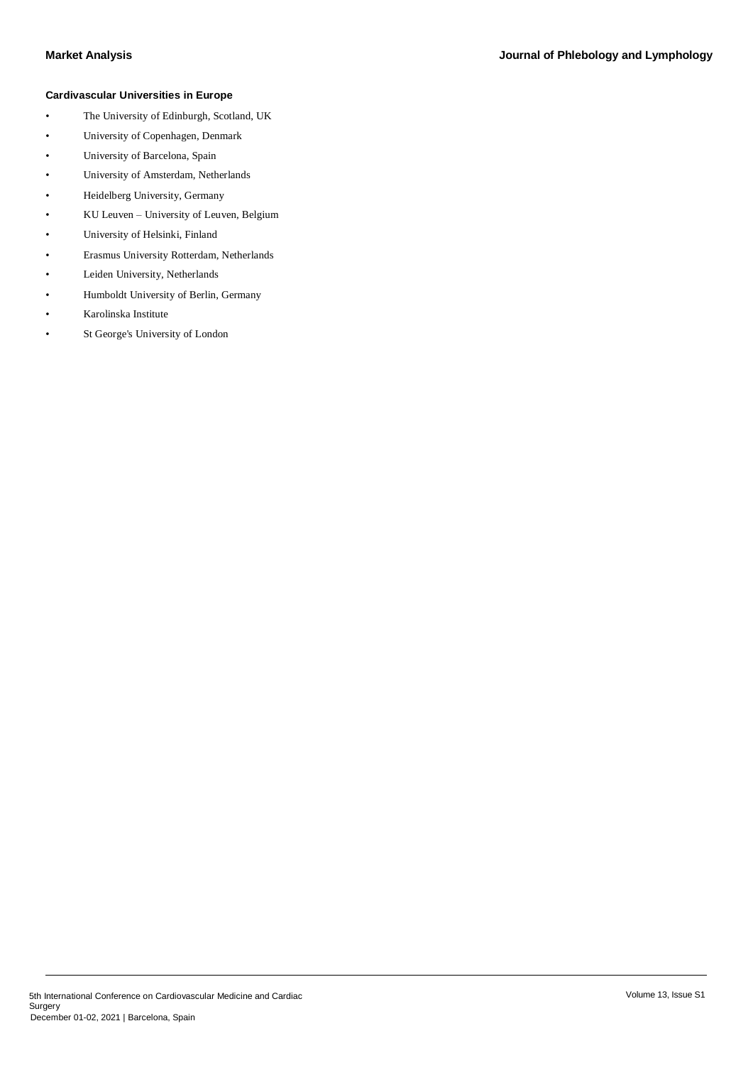### Cardivascular Universities in Europe

- The University of Edinburgh, Scotland, UK
- University of Copenhagen, Denmark
- University of Barcelona, Spain
- University of Amsterdam, Netherlands
- Heidelberg University, Germany
- KU Leuven – University of Leuven, Belgium
- University of Helsinki, Finland
- Erasmus University Rotterdam, Netherlands
- Leiden University, Netherlands
- Humboldt University of Berlin, Germany
- Karolinska Institute
- St George's University of London